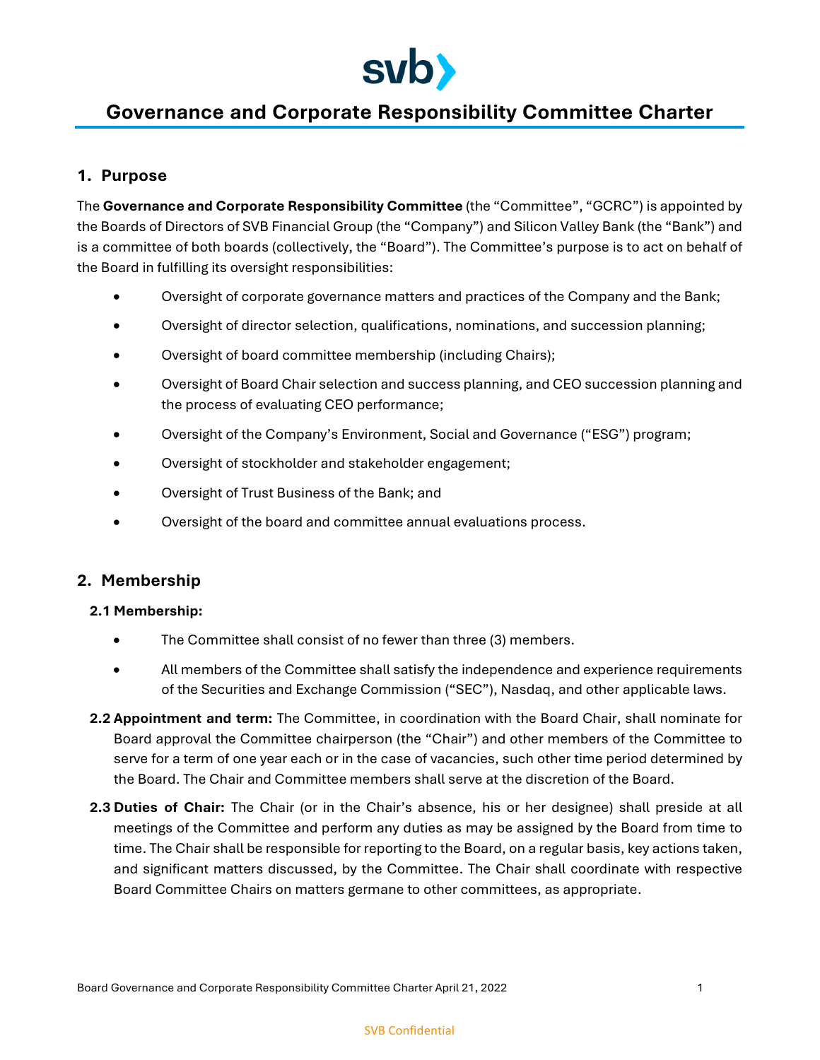svb

# Governance and Corporate Responsibility Committee Charter

## 1. Purpose

The **Governance and Corporate Responsibility Committee** (the "Committee", "GCRC") is appointed by the Boards of Directors of SVB Financial Group (the "Company") and Silicon Valley Bank (the "Bank") and is a committee of both boards (collectively, the "Board"). The Committee's purpose is to act on behalf of the Board in fulfilling its oversight responsibilities:

- Oversight of corporate governance matters and practices of the Company and the Bank;
- Oversight of director selection, qualifications, nominations, and succession planning;
- Oversight of board committee membership (including Chairs);
- Oversight of Board Chair selection and success planning, and CEO succession planning and the process of evaluating CEO performance;
- Oversight of the Company's Environment, Social and Governance ("ESG") program;
- Oversight of stockholder and stakeholder engagement;
- Oversight of Trust Business of the Bank; and
- Oversight of the board and committee annual evaluations process.

## 2. Membership

### 2.1 Membership:

- The Committee shall consist of no fewer than three (3) members.
- All members of the Committee shall satisfy the independence and experience requirements of the Securities and Exchange Commission ("SEC"), Nasdaq, and other applicable laws.

**2.2 Appointment and term:** The Committee, in coordination with the Board Chair, shall nominate for Board approval the Committee chairperson (the "Chair") and other members of the Committee to serve for a term of one year each or in the case of vacancies, such other time period determined by the Board. The Chair and Committee members shall serve at the discretion of the Board.

**2.3 Duties of Chair:** The Chair (or in the Chair's absence, his or her designee) shall preside at all meetings of the Committee and perform any duties as may be assigned by the Board from time to time. The Chair shall be responsible for reporting to the Board, on a regular basis, key actions taken, and significant matters discussed, by the Committee. The Chair shall coordinate with respective Board Committee Chairs on matters germane to other committees, as appropriate.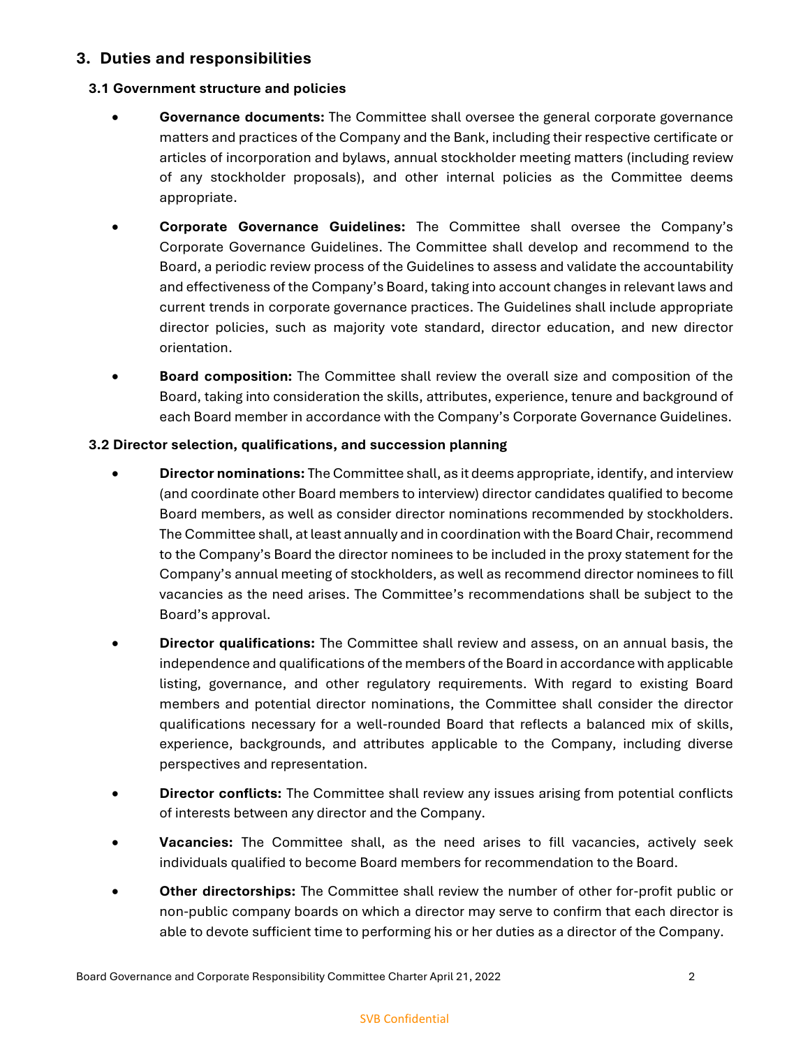## 3. Duties and responsibilities

### 3.1 Government structure and policies

- **Governance documents:** The Committee shall oversee the general corporate governance matters and practices of the Company and the Bank, including their respective certificate or articles of incorporation and bylaws, annual stockholder meeting matters (including review of any stockholder proposals), and other internal policies as the Committee deems appropriate.
- **Corporate Governance Guidelines:** The Committee shall oversee the Company's Corporate Governance Guidelines. The Committee shall develop and recommend to the Board, a periodic review process of the Guidelines to assess and validate the accountability and effectiveness of the Company's Board, taking into account changes in relevant laws and current trends in corporate governance practices. The Guidelines shall include appropriate director policies, such as majority vote standard, director education, and new director orientation.
- **Board composition:** The Committee shall review the overall size and composition of the Board, taking into consideration the skills, attributes, experience, tenure and background of each Board member in accordance with the Company's Corporate Governance Guidelines.

### 3.2 Director selection, qualifications, and succession planning

- **Director nominations:** The Committee shall, as it deems appropriate, identify, and interview (and coordinate other Board members to interview) director candidates qualified to become Board members, as well as consider director nominations recommended by stockholders. The Committee shall, at least annually and in coordination with the Board Chair, recommend to the Company's Board the director nominees to be included in the proxy statement for the Company's annual meeting of stockholders, as well as recommend director nominees to fill vacancies as the need arises. The Committee's recommendations shall be subject to the Board's approval.
- **Director qualifications:** The Committee shall review and assess, on an annual basis, the independence and qualifications of the members of the Board in accordance with applicable listing, governance, and other regulatory requirements. With regard to existing Board members and potential director nominations, the Committee shall consider the director qualifications necessary for a well-rounded Board that reflects a balanced mix of skills, experience, backgrounds, and attributes applicable to the Company, including diverse perspectives and representation.
- **Director conflicts:** The Committee shall review any issues arising from potential conflicts of interests between any director and the Company.
- **Vacancies:** The Committee shall, as the need arises to fill vacancies, actively seek individuals qualified to become Board members for recommendation to the Board.
- **Other directorships:** The Committee shall review the number of other for-profit public or non-public company boards on which a director may serve to confirm that each director is able to devote sufficient time to performing his or her duties as a director of the Company.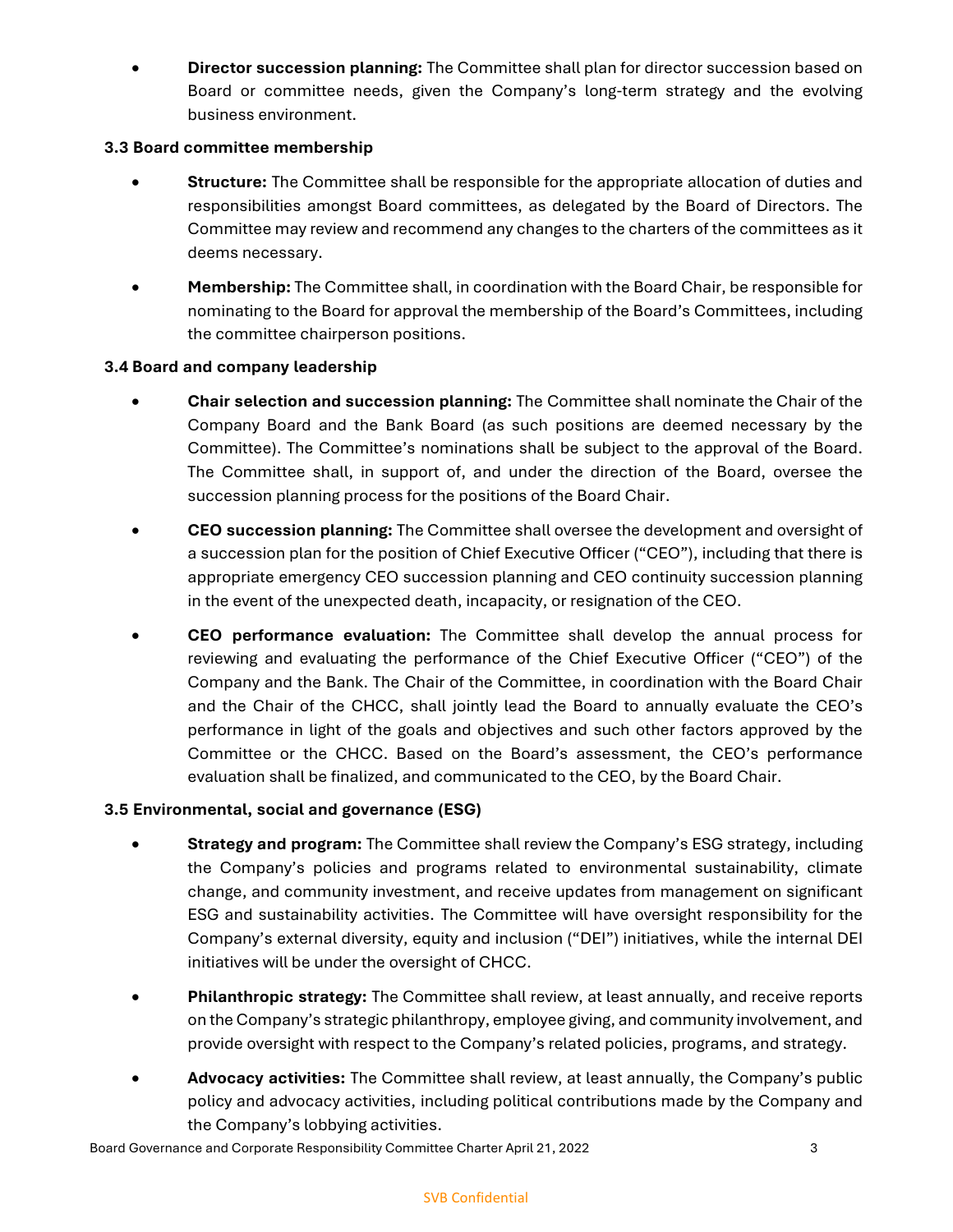- **Director succession planning:** The Committee shall plan for director succession based on Board or committee needs, given the Company's long-term strategy and the evolving business environment.

### 3.3 Board committee membership

- **Structure:** The Committee shall be responsible for the appropriate allocation of duties and responsibilities amongst Board committees, as delegated by the Board of Directors. The Committee may review and recommend any changes to the charters of the committees as it deems necessary.
- **Membership:** The Committee shall, in coordination with the Board Chair, be responsible for nominating to the Board for approval the membership of the Board's Committees, including the committee chairperson positions.

### 3.4 Board and company leadership

- **Chair selection and succession planning:** The Committee shall nominate the Chair of the Company Board and the Bank Board (as such positions are deemed necessary by the Committee). The Committee's nominations shall be subject to the approval of the Board. The Committee shall, in support of, and under the direction of the Board, oversee the succession planning process for the positions of the Board Chair.
- **CEO succession planning:** The Committee shall oversee the development and oversight of a succession plan for the position of Chief Executive Officer ("CEO"), including that there is appropriate emergency CEO succession planning and CEO continuity succession planning in the event of the unexpected death, incapacity, or resignation of the CEO.
- **CEO performance evaluation:** The Committee shall develop the annual process for reviewing and evaluating the performance of the Chief Executive Officer ("CEO") of the Company and the Bank. The Chair of the Committee, in coordination with the Board Chair and the Chair of the CHCC, shall jointly lead the Board to annually evaluate the CEO's performance in light of the goals and objectives and such other factors approved by the Committee or the CHCC. Based on the Board's assessment, the CEO's performance evaluation shall be finalized, and communicated to the CEO, by the Board Chair.

### 3.5 Environmental, social and governance (ESG)

- **Strategy and program:** The Committee shall review the Company's ESG strategy, including the Company's policies and programs related to environmental sustainability, climate change, and community investment, and receive updates from management on significant ESG and sustainability activities. The Committee will have oversight responsibility for the Company's external diversity, equity and inclusion ("DEI") initiatives, while the internal DEI initiatives will be under the oversight of CHCC.
- **Philanthropic strategy:** The Committee shall review, at least annually, and receive reports on the Company's strategic philanthropy, employee giving, and community involvement, and provide oversight with respect to the Company's related policies, programs, and strategy.
- **Advocacy activities:** The Committee shall review, at least annually, the Company's public policy and advocacy activities, including political contributions made by the Company and the Company's lobbying activities.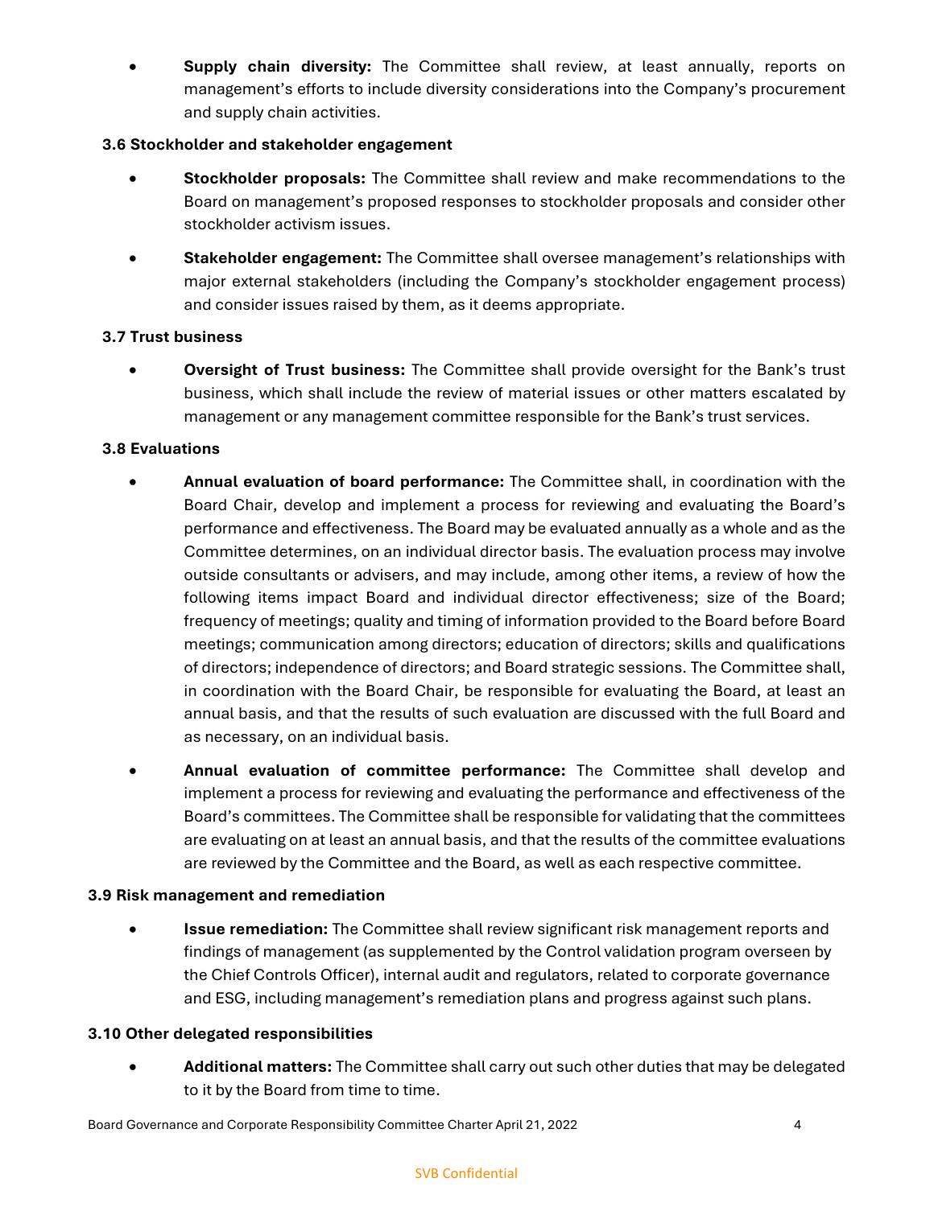- **Supply chain diversity:** The Committee shall review, at least annually, reports on management's efforts to include diversity considerations into the Company's procurement and supply chain activities.

### 3.6 Stockholder and stakeholder engagement

- **Stockholder proposals:** The Committee shall review and make recommendations to the Board on management's proposed responses to stockholder proposals and consider other stockholder activism issues.
- **Stakeholder engagement:** The Committee shall oversee management's relationships with major external stakeholders (including the Company's stockholder engagement process) and consider issues raised by them, as it deems appropriate.

### 3.7 Trust business

- **Oversight of Trust business:** The Committee shall provide oversight for the Bank's trust business, which shall include the review of material issues or other matters escalated by management or any management committee responsible for the Bank's trust services.

### 3.8 Evaluations

- **Annual evaluation of board performance:** The Committee shall, in coordination with the Board Chair, develop and implement a process for reviewing and evaluating the Board's performance and effectiveness. The Board may be evaluated annually as a whole and as the Committee determines, on an individual director basis. The evaluation process may involve outside consultants or advisers, and may include, among other items, a review of how the following items impact Board and individual director effectiveness; size of the Board; frequency of meetings; quality and timing of information provided to the Board before Board meetings; communication among directors; education of directors; skills and qualifications of directors; independence of directors; and Board strategic sessions. The Committee shall, in coordination with the Board Chair, be responsible for evaluating the Board, at least an annual basis, and that the results of such evaluation are discussed with the full Board and as necessary, on an individual basis.
- **Annual evaluation of committee performance:** The Committee shall develop and implement a process for reviewing and evaluating the performance and effectiveness of the Board's committees. The Committee shall be responsible for validating that the committees are evaluating on at least an annual basis, and that the results of the committee evaluations are reviewed by the Committee and the Board, as well as each respective committee.

### 3.9 Risk management and remediation

- **Issue remediation:** The Committee shall review significant risk management reports and findings of management (as supplemented by the Control validation program overseen by the Chief Controls Officer), internal audit and regulators, related to corporate governance and ESG, including management's remediation plans and progress against such plans.

### 3.10 Other delegated responsibilities

- **Additional matters:** The Committee shall carry out such other duties that may be delegated to it by the Board from time to time.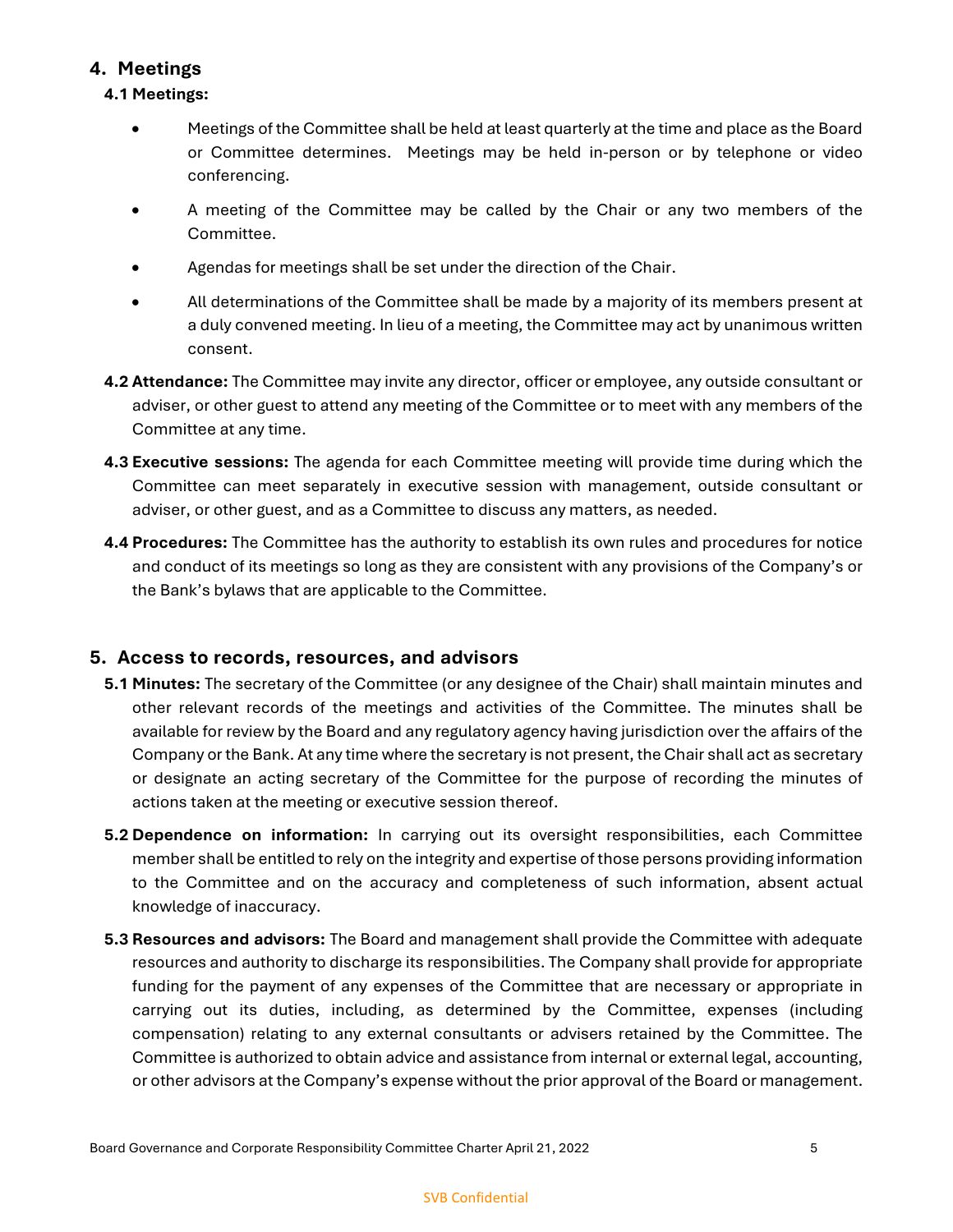## 4. Meetings

### 4.1 Meetings:

- Meetings of the Committee shall be held at least quarterly at the time and place as the Board or Committee determines. Meetings may be held in-person or by telephone or video conferencing.
- A meeting of the Committee may be called by the Chair or any two members of the Committee.
- Agendas for meetings shall be set under the direction of the Chair.
- All determinations of the Committee shall be made by a majority of its members present at a duly convened meeting. In lieu of a meeting, the Committee may act by unanimous written consent.

**4.2 Attendance:** The Committee may invite any director, officer or employee, any outside consultant or adviser, or other guest to attend any meeting of the Committee or to meet with any members of the Committee at any time.

**4.3 Executive sessions:** The agenda for each Committee meeting will provide time during which the Committee can meet separately in executive session with management, outside consultant or adviser, or other guest, and as a Committee to discuss any matters, as needed.

**4.4 Procedures:** The Committee has the authority to establish its own rules and procedures for notice and conduct of its meetings so long as they are consistent with any provisions of the Company's or the Bank's bylaws that are applicable to the Committee.

## 5. Access to records, resources, and advisors

**5.1 Minutes:** The secretary of the Committee (or any designee of the Chair) shall maintain minutes and other relevant records of the meetings and activities of the Committee. The minutes shall be available for review by the Board and any regulatory agency having jurisdiction over the affairs of the Company or the Bank. At any time where the secretary is not present, the Chair shall act as secretary or designate an acting secretary of the Committee for the purpose of recording the minutes of actions taken at the meeting or executive session thereof.

**5.2 Dependence on information:** In carrying out its oversight responsibilities, each Committee member shall be entitled to rely on the integrity and expertise of those persons providing information to the Committee and on the accuracy and completeness of such information, absent actual knowledge of inaccuracy.

**5.3 Resources and advisors:** The Board and management shall provide the Committee with adequate resources and authority to discharge its responsibilities. The Company shall provide for appropriate funding for the payment of any expenses of the Committee that are necessary or appropriate in carrying out its duties, including, as determined by the Committee, expenses (including compensation) relating to any external consultants or advisers retained by the Committee. The Committee is authorized to obtain advice and assistance from internal or external legal, accounting, or other advisors at the Company's expense without the prior approval of the Board or management.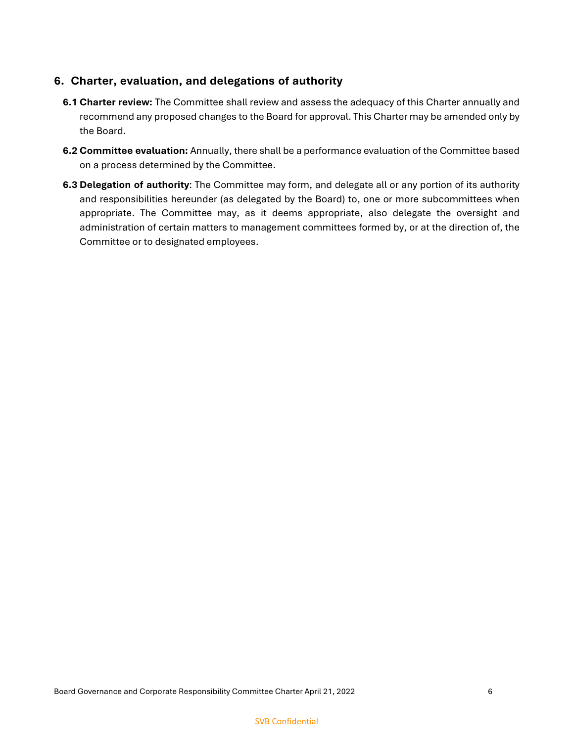## 6. Charter, evaluation, and delegations of authority

**6.1 Charter review:** The Committee shall review and assess the adequacy of this Charter annually and recommend any proposed changes to the Board for approval. This Charter may be amended only by the Board.

**6.2 Committee evaluation:** Annually, there shall be a performance evaluation of the Committee based on a process determined by the Committee.

**6.3 Delegation of authority**: The Committee may form, and delegate all or any portion of its authority and responsibilities hereunder (as delegated by the Board) to, one or more subcommittees when appropriate. The Committee may, as it deems appropriate, also delegate the oversight and administration of certain matters to management committees formed by, or at the direction of, the Committee or to designated employees.